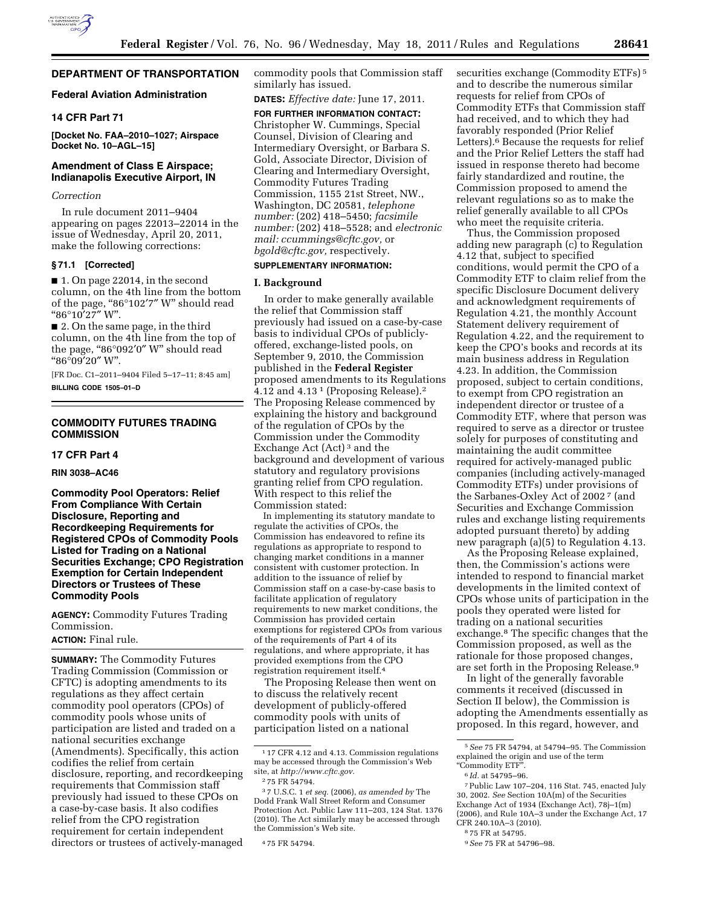## DEPARTMENT OF TRANSPORTATION

### Federal Aviation Administration

### 14 CFR Part 71

**[Docket No. FAA–2010–1027; Airspace Docket No. 10–AGL–15]**

### Amendment of Class E Airspace; Indianapolis Executive Airport, IN

*Correction*

In rule document 2011–9404 appearing on pages 22013–22014 in the issue of Wednesday, April 20, 2011, make the following corrections:

**§ 71.1 [Corrected]**

■ 1. On page 22014, in the second column, on the 4th line from the bottom of the page, "86°102′7″ W" should read "86°10′27″ W".

■ 2. On the same page, in the third column, on the 4th line from the top of the page, "86°092′0″ W" should read "86°09′20″ W".

[FR Doc. C1–2011–9404 Filed 5–17–11; 8:45 am]

**BILLING CODE 1505–01–D**

## COMMODITY FUTURES TRADING COMMISSION

### 17 CFR Part 4

**RIN 3038–AC46**

### Commodity Pool Operators: Relief From Compliance With Certain Disclosure, Reporting and Recordkeeping Requirements for Registered CPOs of Commodity Pools Listed for Trading on a National Securities Exchange; CPO Registration Exemption for Certain Independent Directors or Trustees of These Commodity Pools

**AGENCY:** Commodity Futures Trading Commission.

**ACTION:** Final rule.

**SUMMARY:** The Commodity Futures Trading Commission (Commission or CFTC) is adopting amendments to its regulations as they affect certain commodity pool operators (CPOs) of commodity pools whose units of participation are listed and traded on a national securities exchange (Amendments). Specifically, this action codifies the relief from certain disclosure, reporting, and recordkeeping requirements that Commission staff previously had issued to these CPOs on a case-by-case basis. It also codifies relief from the CPO registration requirement for certain independent directors or trustees of actively-managed commodity pools that Commission staff similarly has issued.

**DATES:** *Effective date:* June 17, 2011.

**FOR FURTHER INFORMATION CONTACT:** Christopher W. Cummings, Special Counsel, Division of Clearing and Intermediary Oversight, or Barbara S. Gold, Associate Director, Division of Clearing and Intermediary Oversight, Commodity Futures Trading Commission, 1155 21st Street, NW., Washington, DC 20581, *telephone number:* (202) 418–5450; *facsimile number:* (202) 418–5528; and *electronic mail: ccummings@cftc.gov,* or *bgold@cftc.gov,* respectively.

**SUPPLEMENTARY INFORMATION:**

**I. Background**

In order to make generally available the relief that Commission staff previously had issued on a case-by-case basis to individual CPOs of publicly-offered, exchange-listed pools, on September 9, 2010, the Commission published in the **Federal Register** proposed amendments to its Regulations 4.12 and 4.13 [1] (Proposing Release).[2] The Proposing Release commenced by explaining the history and background of the regulation of CPOs by the Commission under the Commodity Exchange Act (Act) [3] and the background and development of various statutory and regulatory provisions granting relief from CPO regulation. With respect to this relief the Commission stated:

> In implementing its statutory mandate to regulate the activities of CPOs, the Commission has endeavored to refine its regulations as appropriate to respond to changing market conditions in a manner consistent with customer protection. In addition to the issuance of relief by Commission staff on a case-by-case basis to facilitate application of regulatory requirements to new market conditions, the Commission has provided certain exemptions for registered CPOs from various of the requirements of Part 4 of its regulations, and where appropriate, it has provided exemptions from the CPO registration requirement itself.[4]

The Proposing Release then went on to discuss the relatively recent development of publicly-offered commodity pools with units of participation listed on a national securities exchange (Commodity ETFs) [5] and to describe the numerous similar requests for relief from CPOs of Commodity ETFs that Commission staff had received, and to which they had favorably responded (Prior Relief Letters).[6] Because the requests for relief and the Prior Relief Letters the staff had issued in response thereto had become fairly standardized and routine, the Commission proposed to amend the relevant regulations so as to make the relief generally available to all CPOs who meet the requisite criteria.

Thus, the Commission proposed adding new paragraph (c) to Regulation 4.12 that, subject to specified conditions, would permit the CPO of a Commodity ETF to claim relief from the specific Disclosure Document delivery and acknowledgment requirements of Regulation 4.21, the monthly Account Statement delivery requirement of Regulation 4.22, and the requirement to keep the CPO's books and records at its main business address in Regulation 4.23. In addition, the Commission proposed, subject to certain conditions, to exempt from CPO registration an independent director or trustee of a Commodity ETF, where that person was required to serve as a director or trustee solely for purposes of constituting and maintaining the audit committee required for actively-managed public companies (including actively-managed Commodity ETFs) under provisions of the Sarbanes-Oxley Act of 2002 [7] (and Securities and Exchange Commission rules and exchange listing requirements adopted pursuant thereto) by adding new paragraph (a)(5) to Regulation 4.13.

As the Proposing Release explained, then, the Commission's actions were intended to respond to financial market developments in the limited context of CPOs whose units of participation in the pools they operated were listed for trading on a national securities exchange.[8] The specific changes that the Commission proposed, as well as the rationale for those proposed changes, are set forth in the Proposing Release.[9]

In light of the generally favorable comments it received (discussed in Section II below), the Commission is adopting the Amendments essentially as proposed. In this regard, however, and

---

[1] 17 CFR 4.12 and 4.13. Commission regulations may be accessed through the Commission's Web site, at *http://www.cftc.gov.*

[2] 75 FR 54794.

[3] 7 U.S.C. 1 *et seq.* (2006), *as amended by* The Dodd Frank Wall Street Reform and Consumer Protection Act. Public Law 111–203, 124 Stat. 1376 (2010). The Act similarly may be accessed through the Commission's Web site.

[4] 75 FR 54794.

[5] *See* 75 FR 54794, at 54794–95. The Commission explained the origin and use of the term "Commodity ETF".

[6] *Id.* at 54795–96.

[7] Public Law 107–204, 116 Stat. 745, enacted July 30, 2002. *See* Section 10A(m) of the Securities Exchange Act of 1934 (Exchange Act), 78j–1(m) (2006), and Rule 10A–3 under the Exchange Act, 17 CFR 240.10A–3 (2010).

[8] 75 FR at 54795.

[9] *See* 75 FR at 54796–98.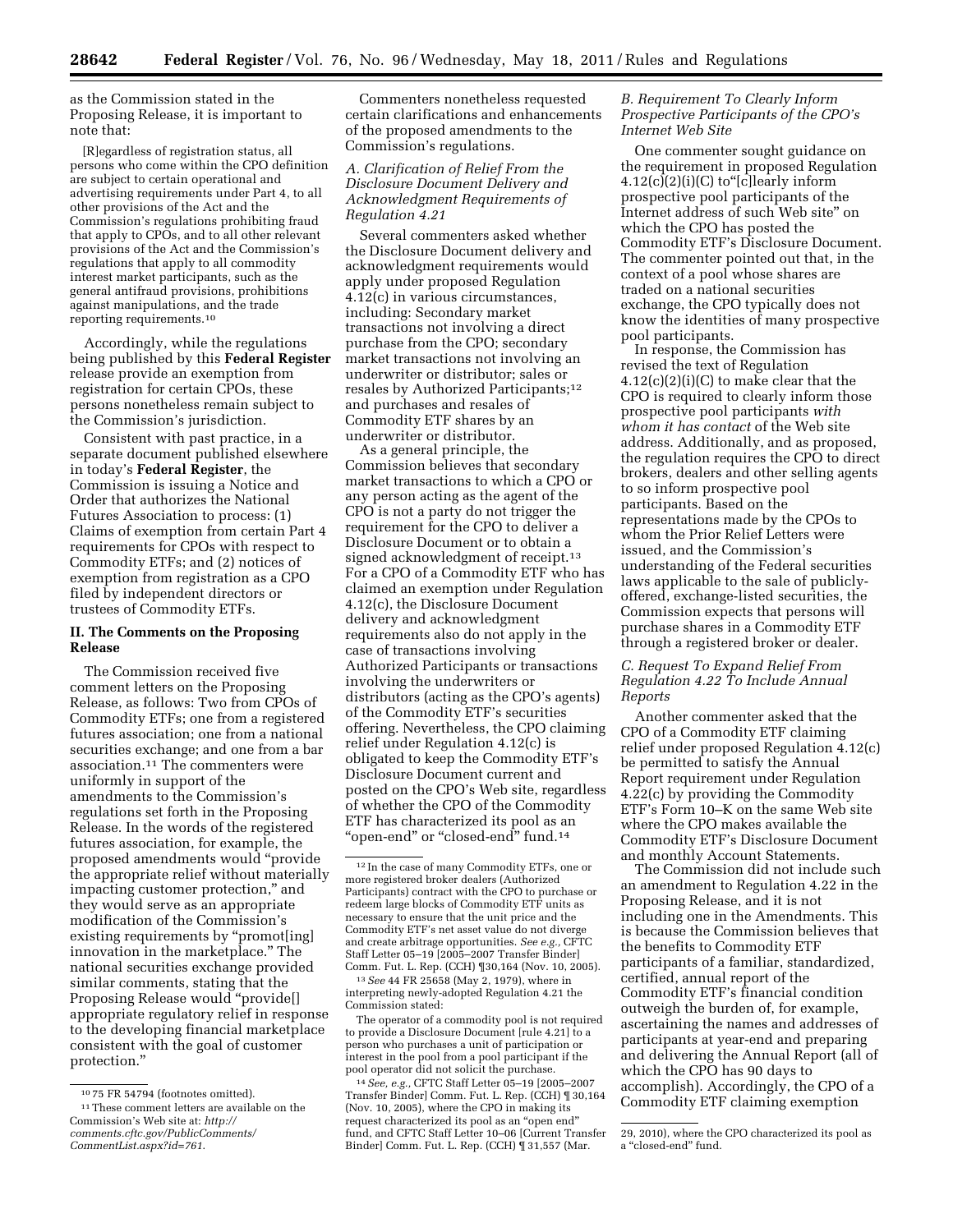as the Commission stated in the Proposing Release, it is important to note that:

> [R]egardless of registration status, all persons who come within the CPO definition are subject to certain operational and advertising requirements under Part 4, to all other provisions of the Act and the Commission's regulations prohibiting fraud that apply to CPOs, and to all other relevant provisions of the Act and the Commission's regulations that apply to all commodity interest market participants, such as the general antifraud provisions, prohibitions against manipulations, and the trade reporting requirements.[10]

Accordingly, while the regulations being published by this **Federal Register** release provide an exemption from registration for certain CPOs, these persons nonetheless remain subject to the Commission's jurisdiction.

Consistent with past practice, in a separate document published elsewhere in today's **Federal Register**, the Commission is issuing a Notice and Order that authorizes the National Futures Association to process: (1) Claims of exemption from certain Part 4 requirements for CPOs with respect to Commodity ETFs; and (2) notices of exemption from registration as a CPO filed by independent directors or trustees of Commodity ETFs.

## II. The Comments on the Proposing Release

The Commission received five comment letters on the Proposing Release, as follows: Two from CPOs of Commodity ETFs; one from a registered futures association; one from a national securities exchange; and one from a bar association.[11] The commenters were uniformly in support of the amendments to the Commission's regulations set forth in the Proposing Release. In the words of the registered futures association, for example, the proposed amendments would "provide the appropriate relief without materially impacting customer protection," and they would serve as an appropriate modification of the Commission's existing requirements by "promot[ing] innovation in the marketplace." The national securities exchange provided similar comments, stating that the Proposing Release would "provide[] appropriate regulatory relief in response to the developing financial marketplace consistent with the goal of customer protection."

Commenters nonetheless requested certain clarifications and enhancements of the proposed amendments to the Commission's regulations.

### *A. Clarification of Relief From the Disclosure Document Delivery and Acknowledgment Requirements of Regulation 4.21*

Several commenters asked whether the Disclosure Document delivery and acknowledgment requirements would apply under proposed Regulation 4.12(c) in various circumstances, including: Secondary market transactions not involving a direct purchase from the CPO; secondary market transactions not involving an underwriter or distributor; sales or resales by Authorized Participants;[12] and purchases and resales of Commodity ETF shares by an underwriter or distributor.

As a general principle, the Commission believes that secondary market transactions to which a CPO or any person acting as the agent of the CPO is not a party do not trigger the requirement for the CPO to deliver a Disclosure Document or to obtain a signed acknowledgment of receipt.[13] For a CPO of a Commodity ETF who has claimed an exemption under Regulation 4.12(c), the Disclosure Document delivery and acknowledgment requirements also do not apply in the case of transactions involving Authorized Participants or transactions involving the underwriters or distributors (acting as the CPO's agents) of the Commodity ETF's securities offering. Nevertheless, the CPO claiming relief under Regulation 4.12(c) is obligated to keep the Commodity ETF's Disclosure Document current and posted on the CPO's Web site, regardless of whether the CPO of the Commodity ETF has characterized its pool as an "open-end" or "closed-end" fund.[14]

### *B. Requirement To Clearly Inform Prospective Participants of the CPO's Internet Web Site*

One commenter sought guidance on the requirement in proposed Regulation 4.12(c)(2)(i)(C) to"[c]learly inform prospective pool participants of the Internet address of such Web site" on which the CPO has posted the Commodity ETF's Disclosure Document. The commenter pointed out that, in the context of a pool whose shares are traded on a national securities exchange, the CPO typically does not know the identities of many prospective pool participants.

In response, the Commission has revised the text of Regulation 4.12(c)(2)(i)(C) to make clear that the CPO is required to clearly inform those prospective pool participants *with whom it has contact* of the Web site address. Additionally, and as proposed, the regulation requires the CPO to direct brokers, dealers and other selling agents to so inform prospective pool participants. Based on the representations made by the CPOs to whom the Prior Relief Letters were issued, and the Commission's understanding of the Federal securities laws applicable to the sale of publicly-offered, exchange-listed securities, the Commission expects that persons will purchase shares in a Commodity ETF through a registered broker or dealer.

### *C. Request To Expand Relief From Regulation 4.22 To Include Annual Reports*

Another commenter asked that the CPO of a Commodity ETF claiming relief under proposed Regulation 4.12(c) be permitted to satisfy the Annual Report requirement under Regulation 4.22(c) by providing the Commodity ETF's Form 10–K on the same Web site where the CPO makes available the Commodity ETF's Disclosure Document and monthly Account Statements.

The Commission did not include such an amendment to Regulation 4.22 in the Proposing Release, and it is not including one in the Amendments. This is because the Commission believes that the benefits to Commodity ETF participants of a familiar, standardized, certified, annual report of the Commodity ETF's financial condition outweigh the burden of, for example, ascertaining the names and addresses of participants at year-end and preparing and delivering the Annual Report (all of which the CPO has 90 days to accomplish). Accordingly, the CPO of a Commodity ETF claiming exemption

---

[10] 75 FR 54794 (footnotes omitted).

[11] These comment letters are available on the Commission's Web site at: *http://comments.cftc.gov/PublicComments/CommentList.aspx?id=761.*

[12] In the case of many Commodity ETFs, one or more registered broker dealers (Authorized Participants) contract with the CPO to purchase or redeem large blocks of Commodity ETF units as necessary to ensure that the unit price and the Commodity ETF's net asset value do not diverge and create arbitrage opportunities. *See e.g.,* CFTC Staff Letter 05–19 [2005–2007 Transfer Binder] Comm. Fut. L. Rep. (CCH) ¶30,164 (Nov. 10, 2005).

[13] *See* 44 FR 25658 (May 2, 1979), where in interpreting newly-adopted Regulation 4.21 the Commission stated:

> The operator of a commodity pool is not required to provide a Disclosure Document [rule 4.21] to a person who purchases a unit of participation or interest in the pool from a pool participant if the pool operator did not solicit the purchase.

[14] *See, e.g.,* CFTC Staff Letter 05–19 [2005–2007 Transfer Binder] Comm. Fut. L. Rep. (CCH) ¶ 30,164 (Nov. 10, 2005), where the CPO in making its request characterized its pool as an "open end" fund, and CFTC Staff Letter 10–06 [Current Transfer Binder] Comm. Fut. L. Rep. (CCH) ¶ 31,557 (Mar. 29, 2010), where the CPO characterized its pool as a "closed-end" fund.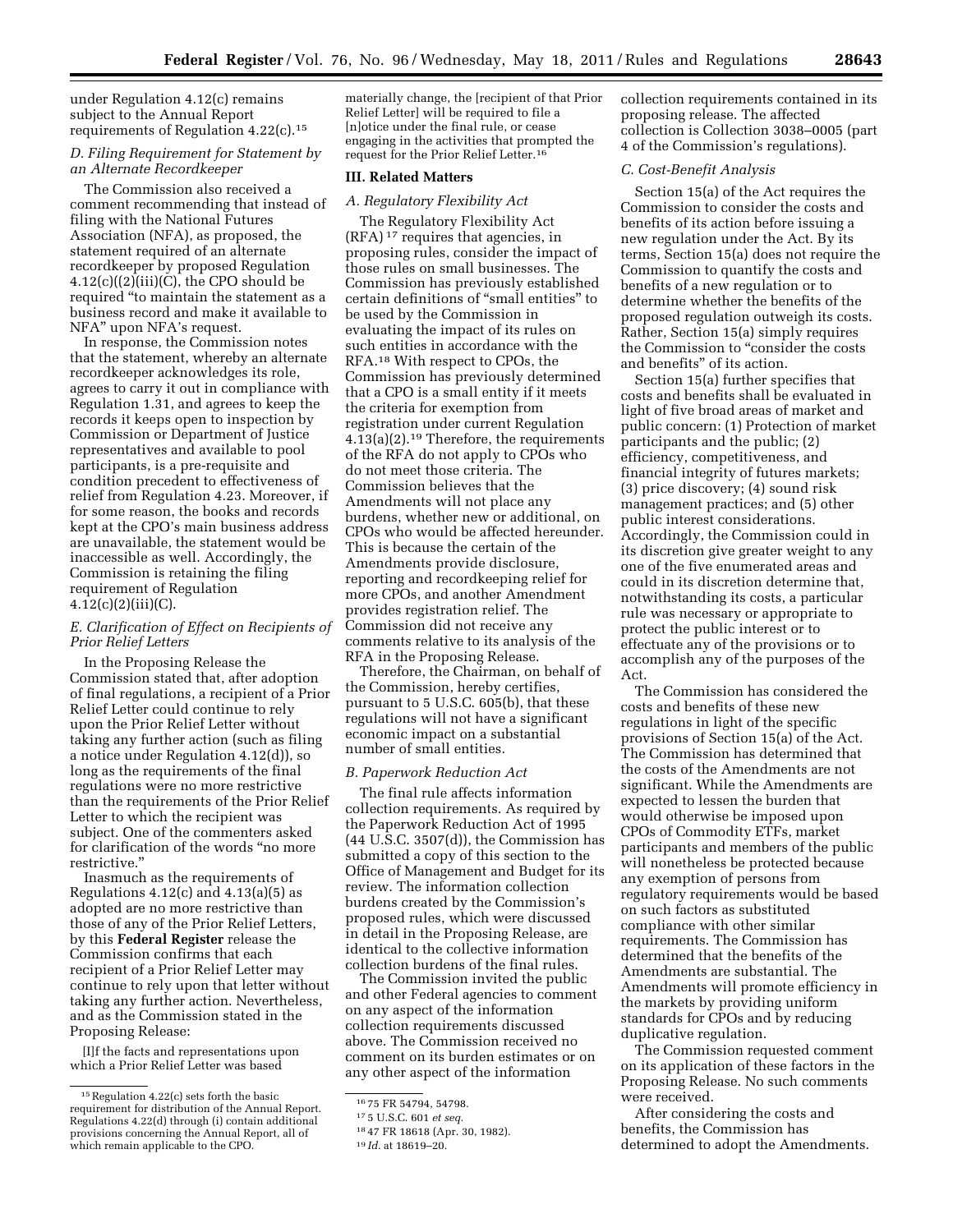under Regulation 4.12(c) remains subject to the Annual Report requirements of Regulation 4.22(c).[15]

### D. Filing Requirement for Statement by an Alternate Recordkeeper

The Commission also received a comment recommending that instead of filing with the National Futures Association (NFA), as proposed, the statement required of an alternate recordkeeper by proposed Regulation 4.12(c)((2)(iii)(C), the CPO should be required "to maintain the statement as a business record and make it available to NFA" upon NFA's request.

In response, the Commission notes that the statement, whereby an alternate recordkeeper acknowledges its role, agrees to carry it out in compliance with Regulation 1.31, and agrees to keep the records it keeps open to inspection by Commission or Department of Justice representatives and available to pool participants, is a pre-requisite and condition precedent to effectiveness of relief from Regulation 4.23. Moreover, if for some reason, the books and records kept at the CPO's main business address are unavailable, the statement would be inaccessible as well. Accordingly, the Commission is retaining the filing requirement of Regulation 4.12(c)(2)(iii)(C).

### E. Clarification of Effect on Recipients of Prior Relief Letters

In the Proposing Release the Commission stated that, after adoption of final regulations, a recipient of a Prior Relief Letter could continue to rely upon the Prior Relief Letter without taking any further action (such as filing a notice under Regulation 4.12(d)), so long as the requirements of the final regulations were no more restrictive than the requirements of the Prior Relief Letter to which the recipient was subject. One of the commenters asked for clarification of the words "no more restrictive."

Inasmuch as the requirements of Regulations 4.12(c) and 4.13(a)(5) as adopted are no more restrictive than those of any of the Prior Relief Letters, by this **Federal Register** release the Commission confirms that each recipient of a Prior Relief Letter may continue to rely upon that letter without taking any further action. Nevertheless, and as the Commission stated in the Proposing Release:

> [I]f the facts and representations upon which a Prior Relief Letter was based materially change, the [recipient of that Prior Relief Letter] will be required to file a [n]otice under the final rule, or cease engaging in the activities that prompted the request for the Prior Relief Letter.[16]

## III. Related Matters

### A. Regulatory Flexibility Act

The Regulatory Flexibility Act (RFA)[17] requires that agencies, in proposing rules, consider the impact of those rules on small businesses. The Commission has previously established certain definitions of "small entities" to be used by the Commission in evaluating the impact of its rules on such entities in accordance with the RFA.[18] With respect to CPOs, the Commission has previously determined that a CPO is a small entity if it meets the criteria for exemption from registration under current Regulation 4.13(a)(2).[19] Therefore, the requirements of the RFA do not apply to CPOs who do not meet those criteria. The Commission believes that the Amendments will not place any burdens, whether new or additional, on CPOs who would be affected hereunder. This is because the certain of the Amendments provide disclosure, reporting and recordkeeping relief for more CPOs, and another Amendment provides registration relief. The Commission did not receive any comments relative to its analysis of the RFA in the Proposing Release.

Therefore, the Chairman, on behalf of the Commission, hereby certifies, pursuant to 5 U.S.C. 605(b), that these regulations will not have a significant economic impact on a substantial number of small entities.

### B. Paperwork Reduction Act

The final rule affects information collection requirements. As required by the Paperwork Reduction Act of 1995 (44 U.S.C. 3507(d)), the Commission has submitted a copy of this section to the Office of Management and Budget for its review. The information collection burdens created by the Commission's proposed rules, which were discussed in detail in the Proposing Release, are identical to the collective information collection burdens of the final rules.

The Commission invited the public and other Federal agencies to comment on any aspect of the information collection requirements discussed above. The Commission received no comment on its burden estimates or on any other aspect of the information collection requirements contained in its proposing release. The affected collection is Collection 3038–0005 (part 4 of the Commission's regulations).

### C. Cost-Benefit Analysis

Section 15(a) of the Act requires the Commission to consider the costs and benefits of its action before issuing a new regulation under the Act. By its terms, Section 15(a) does not require the Commission to quantify the costs and benefits of a new regulation or to determine whether the benefits of the proposed regulation outweigh its costs. Rather, Section 15(a) simply requires the Commission to "consider the costs and benefits" of its action.

Section 15(a) further specifies that costs and benefits shall be evaluated in light of five broad areas of market and public concern: (1) Protection of market participants and the public; (2) efficiency, competitiveness, and financial integrity of futures markets; (3) price discovery; (4) sound risk management practices; and (5) other public interest considerations. Accordingly, the Commission could in its discretion give greater weight to any one of the five enumerated areas and could in its discretion determine that, notwithstanding its costs, a particular rule was necessary or appropriate to protect the public interest or to effectuate any of the provisions or to accomplish any of the purposes of the Act.

The Commission has considered the costs and benefits of these new regulations in light of the specific provisions of Section 15(a) of the Act. The Commission has determined that the costs of the Amendments are not significant. While the Amendments are expected to lessen the burden that would otherwise be imposed upon CPOs of Commodity ETFs, market participants and members of the public will nonetheless be protected because any exemption of persons from regulatory requirements would be based on such factors as substituted compliance with other similar requirements. The Commission has determined that the benefits of the Amendments are substantial. The Amendments will promote efficiency in the markets by providing uniform standards for CPOs and by reducing duplicative regulation.

The Commission requested comment on its application of these factors in the Proposing Release. No such comments were received.

After considering the costs and benefits, the Commission has determined to adopt the Amendments.

---

[15] Regulation 4.22(c) sets forth the basic requirement for distribution of the Annual Report. Regulations 4.22(d) through (i) contain additional provisions concerning the Annual Report, all of which remain applicable to the CPO.

[16] 75 FR 54794, 54798.

[17] 5 U.S.C. 601 *et seq.*

[18] 47 FR 18618 (Apr. 30, 1982).

[19] *Id.* at 18619–20.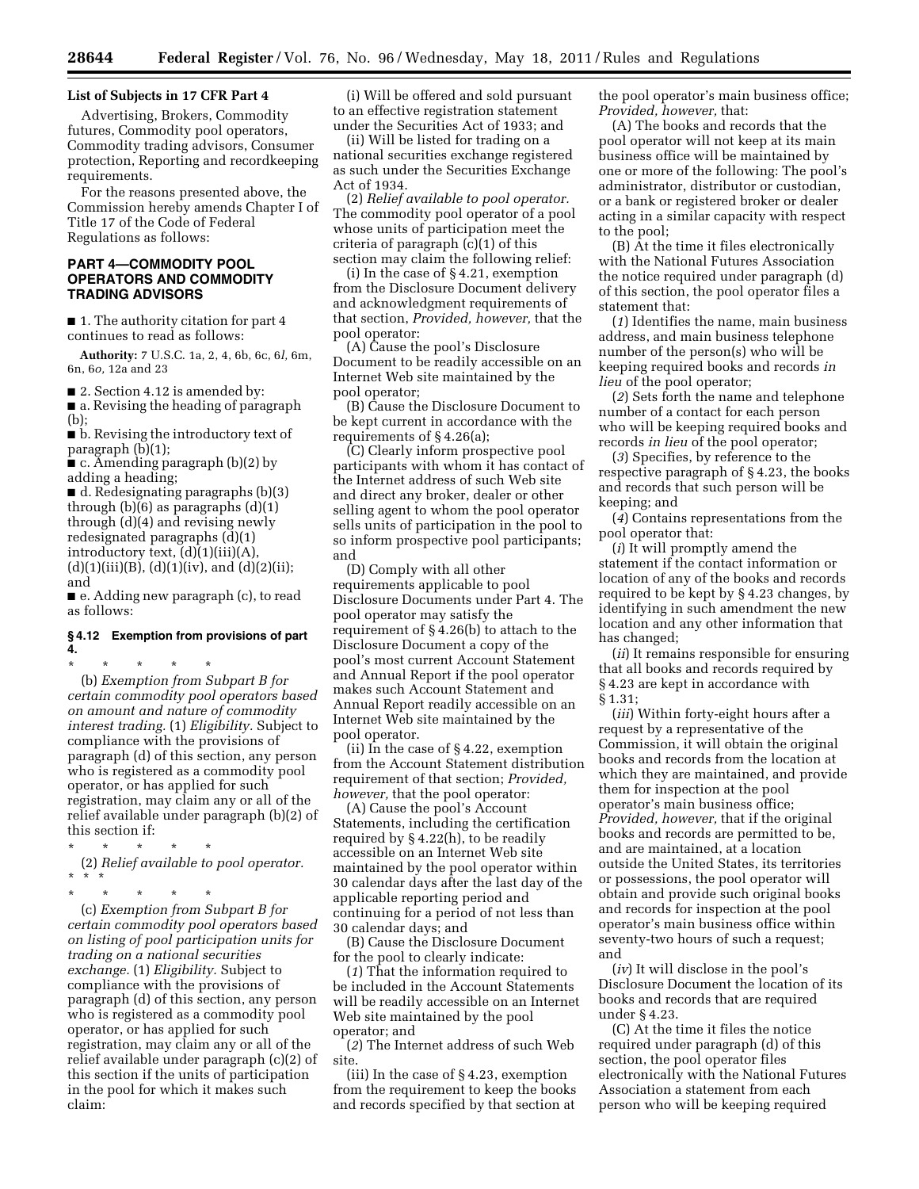**List of Subjects in 17 CFR Part 4**

Advertising, Brokers, Commodity futures, Commodity pool operators, Commodity trading advisors, Consumer protection, Reporting and recordkeeping requirements.

For the reasons presented above, the Commission hereby amends Chapter I of Title 17 of the Code of Federal Regulations as follows:

## PART 4—COMMODITY POOL OPERATORS AND COMMODITY TRADING ADVISORS

■ 1. The authority citation for part 4 continues to read as follows:

**Authority:** 7 U.S.C. 1a, 2, 4, 6b, 6c, 6*l,* 6m, 6n, 6*o,* 12a and 23

■ 2. Section 4.12 is amended by:

■ a. Revising the heading of paragraph (b);

■ b. Revising the introductory text of paragraph (b)(1);

■ c. Amending paragraph (b)(2) by adding a heading;

■ d. Redesignating paragraphs (b)(3) through (b)(6) as paragraphs (d)(1) through (d)(4) and revising newly redesignated paragraphs (d)(1) introductory text, (d)(1)(iii)(A), (d)(1)(iii)(B), (d)(1)(iv), and (d)(2)(ii); and

■ e. Adding new paragraph (c), to read as follows:

### § 4.12 Exemption from provisions of part 4.

\* \* \* \* \*

(b) *Exemption from Subpart B for certain commodity pool operators based on amount and nature of commodity interest trading.* (1) *Eligibility.* Subject to compliance with the provisions of paragraph (d) of this section, any person who is registered as a commodity pool operator, or has applied for such registration, may claim any or all of the relief available under paragraph (b)(2) of this section if:

\* \* \* \* \*

(2) *Relief available to pool operator.* \* \* \*

\* \* \* \* \*

(c) *Exemption from Subpart B for certain commodity pool operators based on listing of pool participation units for trading on a national securities exchange.* (1) *Eligibility.* Subject to compliance with the provisions of paragraph (d) of this section, any person who is registered as a commodity pool operator, or has applied for such registration, may claim any or all of the relief available under paragraph (c)(2) of this section if the units of participation in the pool for which it makes such claim:

(i) Will be offered and sold pursuant to an effective registration statement under the Securities Act of 1933; and

(ii) Will be listed for trading on a national securities exchange registered as such under the Securities Exchange Act of 1934.

(2) *Relief available to pool operator.* The commodity pool operator of a pool whose units of participation meet the criteria of paragraph (c)(1) of this section may claim the following relief:

(i) In the case of § 4.21, exemption from the Disclosure Document delivery and acknowledgment requirements of that section, *Provided, however,* that the pool operator:

(A) Cause the pool's Disclosure Document to be readily accessible on an Internet Web site maintained by the pool operator;

(B) Cause the Disclosure Document to be kept current in accordance with the requirements of § 4.26(a);

(C) Clearly inform prospective pool participants with whom it has contact of the Internet address of such Web site and direct any broker, dealer or other selling agent to whom the pool operator sells units of participation in the pool to so inform prospective pool participants; and

(D) Comply with all other requirements applicable to pool Disclosure Documents under Part 4. The pool operator may satisfy the requirement of § 4.26(b) to attach to the Disclosure Document a copy of the pool's most current Account Statement and Annual Report if the pool operator makes such Account Statement and Annual Report readily accessible on an Internet Web site maintained by the pool operator.

(ii) In the case of § 4.22, exemption from the Account Statement distribution requirement of that section; *Provided, however,* that the pool operator:

(A) Cause the pool's Account Statements, including the certification required by § 4.22(h), to be readily accessible on an Internet Web site maintained by the pool operator within 30 calendar days after the last day of the applicable reporting period and continuing for a period of not less than 30 calendar days; and

(B) Cause the Disclosure Document for the pool to clearly indicate:

(*1*) That the information required to be included in the Account Statements will be readily accessible on an Internet Web site maintained by the pool operator; and

(*2*) The Internet address of such Web site.

(iii) In the case of § 4.23, exemption from the requirement to keep the books and records specified by that section at the pool operator's main business office; *Provided, however,* that:

(A) The books and records that the pool operator will not keep at its main business office will be maintained by one or more of the following: The pool's administrator, distributor or custodian, or a bank or registered broker or dealer acting in a similar capacity with respect to the pool;

(B) At the time it files electronically with the National Futures Association the notice required under paragraph (d) of this section, the pool operator files a statement that:

(*1*) Identifies the name, main business address, and main business telephone number of the person(s) who will be keeping required books and records *in lieu* of the pool operator;

(*2*) Sets forth the name and telephone number of a contact for each person who will be keeping required books and records *in lieu* of the pool operator;

(*3*) Specifies, by reference to the respective paragraph of § 4.23, the books and records that such person will be keeping; and

(*4*) Contains representations from the pool operator that:

(*i*) It will promptly amend the statement if the contact information or location of any of the books and records required to be kept by § 4.23 changes, by identifying in such amendment the new location and any other information that has changed;

(*ii*) It remains responsible for ensuring that all books and records required by § 4.23 are kept in accordance with § 1.31;

(*iii*) Within forty-eight hours after a request by a representative of the Commission, it will obtain the original books and records from the location at which they are maintained, and provide them for inspection at the pool operator's main business office; *Provided, however,* that if the original books and records are permitted to be, and are maintained, at a location outside the United States, its territories or possessions, the pool operator will obtain and provide such original books and records for inspection at the pool operator's main business office within seventy-two hours of such a request; and

(*iv*) It will disclose in the pool's Disclosure Document the location of its books and records that are required under § 4.23.

(C) At the time it files the notice required under paragraph (d) of this section, the pool operator files electronically with the National Futures Association a statement from each person who will be keeping required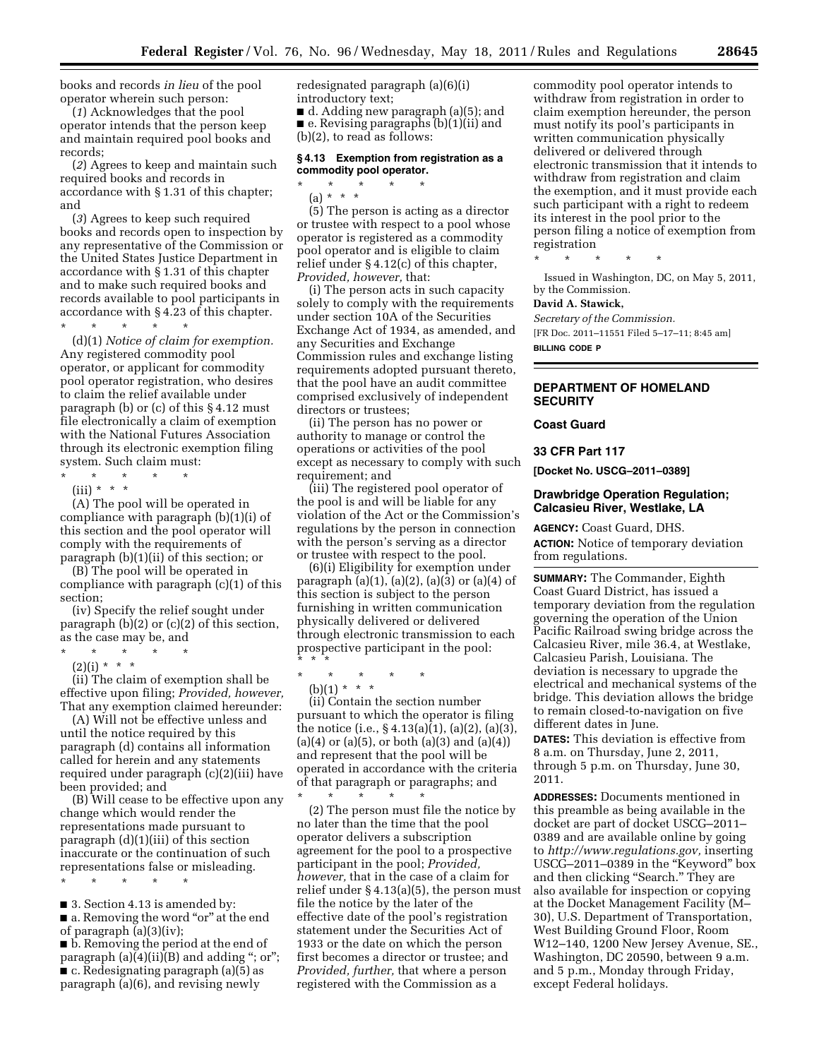books and records *in lieu* of the pool operator wherein such person:

(*1*) Acknowledges that the pool operator intends that the person keep and maintain required pool books and records;

(*2*) Agrees to keep and maintain such required books and records in accordance with § 1.31 of this chapter; and

(*3*) Agrees to keep such required books and records open to inspection by any representative of the Commission or the United States Justice Department in accordance with § 1.31 of this chapter and to make such required books and records available to pool participants in accordance with § 4.23 of this chapter.

\* \* \* \* \*

(d)(1) *Notice of claim for exemption.* Any registered commodity pool operator, or applicant for commodity pool operator registration, who desires to claim the relief available under paragraph (b) or (c) of this § 4.12 must file electronically a claim of exemption with the National Futures Association through its electronic exemption filing system. Such claim must:

\* \* \* \* \*

(iii) \* \* \*

(A) The pool will be operated in compliance with paragraph (b)(1)(i) of this section and the pool operator will comply with the requirements of paragraph (b)(1)(ii) of this section; or

(B) The pool will be operated in compliance with paragraph (c)(1) of this section;

(iv) Specify the relief sought under paragraph (b)(2) or (c)(2) of this section, as the case may be, and

\* \* \* \* \*

(2)(i) \* \* \*

(ii) The claim of exemption shall be effective upon filing; *Provided, however,* That any exemption claimed hereunder:

(A) Will not be effective unless and until the notice required by this paragraph (d) contains all information called for herein and any statements required under paragraph (c)(2)(iii) have been provided; and

(B) Will cease to be effective upon any change which would render the representations made pursuant to paragraph (d)(1)(iii) of this section inaccurate or the continuation of such representations false or misleading.

\* \* \* \* \*

■ 3. Section 4.13 is amended by:

■ a. Removing the word "or" at the end of paragraph (a)(3)(iv);

■ b. Removing the period at the end of paragraph (a)(4)(ii)(B) and adding "; or";

■ c. Redesignating paragraph (a)(5) as paragraph (a)(6), and revising newly redesignated paragraph (a)(6)(i) introductory text;

■ d. Adding new paragraph (a)(5); and

■ e. Revising paragraphs (b)(1)(ii) and (b)(2), to read as follows:

**§ 4.13 Exemption from registration as a commodity pool operator.**

\* \* \* \* \*

(a) \* \* \*

(5) The person is acting as a director or trustee with respect to a pool whose operator is registered as a commodity pool operator and is eligible to claim relief under § 4.12(c) of this chapter, *Provided, however,* that:

(i) The person acts in such capacity solely to comply with the requirements under section 10A of the Securities Exchange Act of 1934, as amended, and any Securities and Exchange Commission rules and exchange listing requirements adopted pursuant thereto, that the pool have an audit committee comprised exclusively of independent directors or trustees;

(ii) The person has no power or authority to manage or control the operations or activities of the pool except as necessary to comply with such requirement; and

(iii) The registered pool operator of the pool is and will be liable for any violation of the Act or the Commission's regulations by the person in connection with the person's serving as a director or trustee with respect to the pool.

(6)(i) Eligibility for exemption under paragraph (a)(1), (a)(2), (a)(3) or (a)(4) of this section is subject to the person furnishing in written communication physically delivered or delivered through electronic transmission to each prospective participant in the pool: \* \* \*

\* \* \* \* \*

(b)(1) \* \* \*

(ii) Contain the section number pursuant to which the operator is filing the notice (i.e., § 4.13(a)(1), (a)(2), (a)(3), (a)(4) or (a)(5), or both (a)(3) and (a)(4)) and represent that the pool will be operated in accordance with the criteria of that paragraph or paragraphs; and

\* \* \* \* \*

(2) The person must file the notice by no later than the time that the pool operator delivers a subscription agreement for the pool to a prospective participant in the pool; *Provided, however,* that in the case of a claim for relief under § 4.13(a)(5), the person must file the notice by the later of the effective date of the pool's registration statement under the Securities Act of 1933 or the date on which the person first becomes a director or trustee; and *Provided, further,* that where a person registered with the Commission as a commodity pool operator intends to withdraw from registration in order to claim exemption hereunder, the person must notify its pool's participants in written communication physically delivered or delivered through electronic transmission that it intends to withdraw from registration and claim the exemption, and it must provide each such participant with a right to redeem its interest in the pool prior to the person filing a notice of exemption from registration

\* \* \* \* \*

Issued in Washington, DC, on May 5, 2011, by the Commission.

**David A. Stawick,**

*Secretary of the Commission.*

[FR Doc. 2011–11551 Filed 5–17–11; 8:45 am]

**BILLING CODE P**

---

## DEPARTMENT OF HOMELAND SECURITY

### Coast Guard

### 33 CFR Part 117

**[Docket No. USCG–2011–0389]**

### Drawbridge Operation Regulation; Calcasieu River, Westlake, LA

**AGENCY:** Coast Guard, DHS.

**ACTION:** Notice of temporary deviation from regulations.

**SUMMARY:** The Commander, Eighth Coast Guard District, has issued a temporary deviation from the regulation governing the operation of the Union Pacific Railroad swing bridge across the Calcasieu River, mile 36.4, at Westlake, Calcasieu Parish, Louisiana. The deviation is necessary to upgrade the electrical and mechanical systems of the bridge. This deviation allows the bridge to remain closed-to-navigation on five different dates in June.

**DATES:** This deviation is effective from 8 a.m. on Thursday, June 2, 2011, through 5 p.m. on Thursday, June 30, 2011.

**ADDRESSES:** Documents mentioned in this preamble as being available in the docket are part of docket USCG–2011–0389 and are available online by going to *http://www.regulations.gov,* inserting USCG–2011–0389 in the "Keyword" box and then clicking "Search." They are also available for inspection or copying at the Docket Management Facility (M–30), U.S. Department of Transportation, West Building Ground Floor, Room W12–140, 1200 New Jersey Avenue, SE., Washington, DC 20590, between 9 a.m. and 5 p.m., Monday through Friday, except Federal holidays.